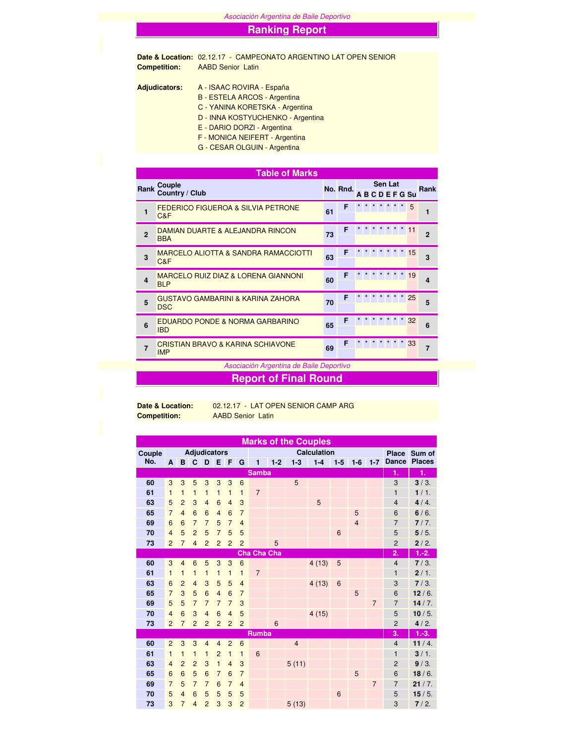*Asociación Argentina de Baile Deportivo*

# Ranking Report

**Date & Location:** 02.12.17 - CAMPEONATO ARGENTINO LAT OPEN SENIOR
**Competition:** AABD Senior Latin

**Adjudicators:**
A - ISAAC ROVIRA - España
B - ESTELA ARCOS - Argentina
C - YANINA KORETSKA - Argentina
D - INNA KOSTYUCHENKO - Argentina
E - DARIO DORZI - Argentina
F - MONICA NEIFERT - Argentina
G - CESAR OLGUIN - Argentina

## Table of Marks

| Rank | Couple / Country / Club | No. | Rnd. | A | B | C | D | E | F | G | Su | Rank |
|---|---|---|---|---|---|---|---|---|---|---|---|---|
| 1 | FEDERICO FIGUEROA & SILVIA PETRONE C&F | 61 | F | * | * | * | * | * | * | * | 5 | 1 |
| 2 | DAMIAN DUARTE & ALEJANDRA RINCON BBA | 73 | F | * | * | * | * | * | * | * | 11 | 2 |
| 3 | MARCELO ALIOTTA & SANDRA RAMACCIOTTI C&F | 63 | F | * | * | * | * | * | * | * | 15 | 3 |
| 4 | MARCELO RUIZ DIAZ & LORENA GIANNONI BLP | 60 | F | * | * | * | * | * | * | * | 19 | 4 |
| 5 | GUSTAVO GAMBARINI & KARINA ZAHORA DSC | 70 | F | * | * | * | * | * | * | * | 25 | 5 |
| 6 | EDUARDO PONDE & NORMA GARBARINO IBD | 65 | F | * | * | * | * | * | * | * | 32 | 6 |
| 7 | CRISTIAN BRAVO & KARINA SCHIAVONE IMP | 69 | F | * | * | * | * | * | * | * | 33 | 7 |

*Asociación Argentina de Baile Deportivo*

# Report of Final Round

**Date & Location:** 02.12.17 - LAT OPEN SENIOR CAMP ARG
**Competition:** AABD Senior Latin

## Marks of the Couples

| Couple No. | A | B | C | D | E | F | G | 1 | 1-2 | 1-3 | 1-4 | 1-5 | 1-6 | 1-7 | Place Dance | Sum of Places |
|---|---|---|---|---|---|---|---|---|---|---|---|---|---|---|---|---|
| **Samba** | | | | | | | | | | | | | | | 1. | 1. |
| 60 | 3 | 3 | 5 | 3 | 3 | 3 | 6 | | | 5 | | | | | 3 | **3** / 3. |
| 61 | 1 | 1 | 1 | 1 | 1 | 1 | 1 | 7 | | | | | | | 1 | **1** / 1. |
| 63 | 5 | 2 | 3 | 4 | 6 | 4 | 3 | | | | 5 | | | | 4 | **4** / 4. |
| 65 | 7 | 4 | 6 | 6 | 4 | 6 | 7 | | | | | | 5 | | 6 | **6** / 6. |
| 69 | 6 | 6 | 7 | 7 | 5 | 7 | 4 | | | | | | 4 | | 7 | **7** / 7. |
| 70 | 4 | 5 | 2 | 5 | 7 | 5 | 5 | | | | | 6 | | | 5 | **5** / 5. |
| 73 | 2 | 7 | 4 | 2 | 2 | 2 | 2 | | 5 | | | | | | 2 | **2** / 2. |
| **Cha Cha Cha** | | | | | | | | | | | | | | | 2. | 1.-2. |
| 60 | 3 | 4 | 6 | 5 | 3 | 3 | 6 | | | | 4 (13) | 5 | | | 4 | **7** / 3. |
| 61 | 1 | 1 | 1 | 1 | 1 | 1 | 1 | 7 | | | | | | | 1 | **2** / 1. |
| 63 | 6 | 2 | 4 | 3 | 5 | 5 | 4 | | | | 4 (13) | 6 | | | 3 | **7** / 3. |
| 65 | 7 | 3 | 5 | 6 | 4 | 6 | 7 | | | | | | 5 | | 6 | **12** / 6. |
| 69 | 5 | 5 | 7 | 7 | 7 | 7 | 3 | | | | | | | 7 | 7 | **14** / 7. |
| 70 | 4 | 6 | 3 | 4 | 6 | 4 | 5 | | | | 4 (15) | | | | 5 | **10** / 5. |
| 73 | 2 | 7 | 2 | 2 | 2 | 2 | 2 | | 6 | | | | | | 2 | **4** / 2. |
| **Rumba** | | | | | | | | | | | | | | | 3. | 1.-3. |
| 60 | 2 | 3 | 3 | 4 | 4 | 2 | 6 | | | 4 | | | | | 4 | **11** / 4. |
| 61 | 1 | 1 | 1 | 1 | 2 | 1 | 1 | 6 | | | | | | | 1 | **3** / 1. |
| 63 | 4 | 2 | 2 | 3 | 1 | 4 | 3 | | | 5 (11) | | | | | 2 | **9** / 3. |
| 65 | 6 | 6 | 5 | 6 | 7 | 6 | 7 | | | | | | 5 | | 6 | **18** / 6. |
| 69 | 7 | 5 | 7 | 7 | 6 | 7 | 4 | | | | | | | 7 | 7 | **21** / 7. |
| 70 | 5 | 4 | 6 | 5 | 5 | 5 | 5 | | | | | 6 | | | 5 | **15** / 5. |
| 73 | 3 | 7 | 4 | 2 | 3 | 3 | 2 | | | 5 (13) | | | | | 3 | **7** / 2. |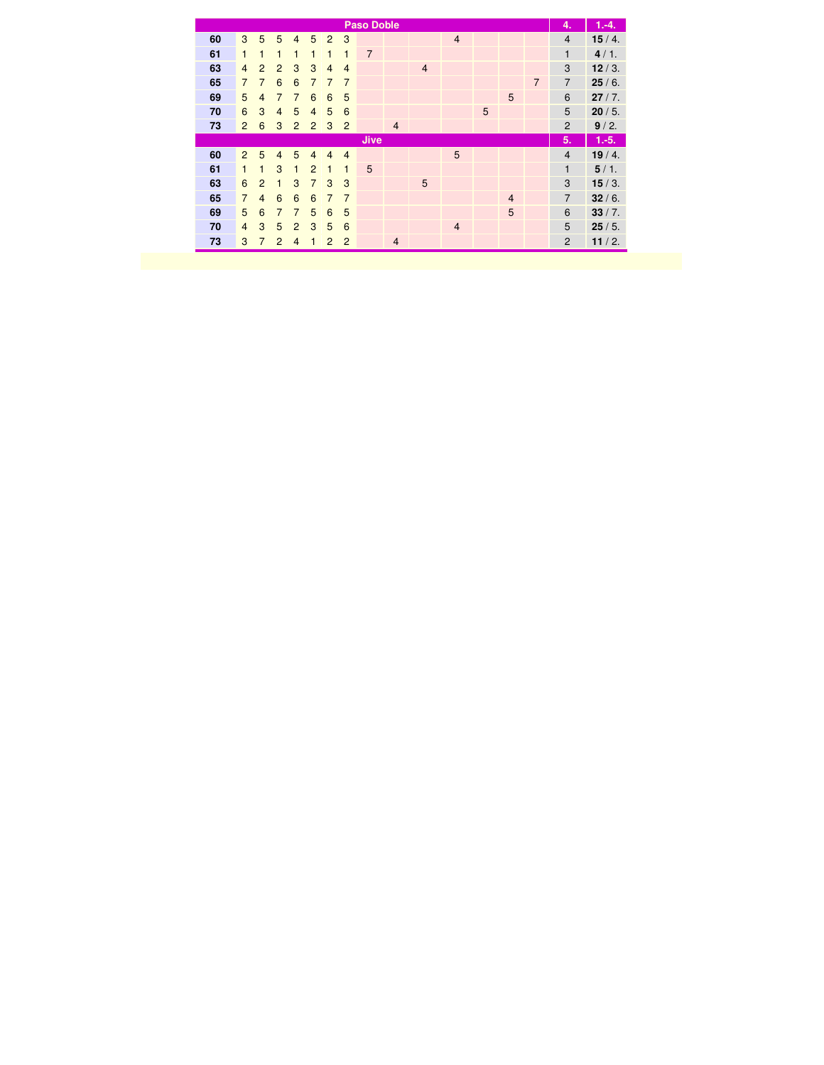| | | | | | | | | | | | | | | | | |
|---|---|---|---|---|---|---|---|---|---|---|---|---|---|---|---|---|
| **Paso Doble** | | | | | | | | | | | | | | | **4.** | **1.-4.** |
| **60** | 3 | 5 | 5 | 4 | 5 | 2 | 3 | | | | 4 | | | | 4 | **15** / 4. |
| **61** | 1 | 1 | 1 | 1 | 1 | 1 | 1 | 7 | | | | | | | 1 | **4** / 1. |
| **63** | 4 | 2 | 2 | 3 | 3 | 4 | 4 | | | 4 | | | | | 3 | **12** / 3. |
| **65** | 7 | 7 | 6 | 6 | 7 | 7 | 7 | | | | | | | 7 | 7 | **25** / 6. |
| **69** | 5 | 4 | 7 | 7 | 6 | 6 | 5 | | | | | | 5 | | 6 | **27** / 7. |
| **70** | 6 | 3 | 4 | 5 | 4 | 5 | 6 | | | | | 5 | | | 5 | **20** / 5. |
| **73** | 2 | 6 | 3 | 2 | 2 | 3 | 2 | | 4 | | | | | | 2 | **9** / 2. |
| **Jive** | | | | | | | | | | | | | | | **5.** | **1.-5.** |
| **60** | 2 | 5 | 4 | 5 | 4 | 4 | 4 | | | | 5 | | | | 4 | **19** / 4. |
| **61** | 1 | 1 | 3 | 1 | 2 | 1 | 1 | 5 | | | | | | | 1 | **5** / 1. |
| **63** | 6 | 2 | 1 | 3 | 7 | 3 | 3 | | | 5 | | | | | 3 | **15** / 3. |
| **65** | 7 | 4 | 6 | 6 | 6 | 7 | 7 | | | | | | 4 | | 7 | **32** / 6. |
| **69** | 5 | 6 | 7 | 7 | 5 | 6 | 5 | | | | | | 5 | | 6 | **33** / 7. |
| **70** | 4 | 3 | 5 | 2 | 3 | 5 | 6 | | | | 4 | | | | 5 | **25** / 5. |
| **73** | 3 | 7 | 2 | 4 | 1 | 2 | 2 | | 4 | | | | | | 2 | **11** / 2. |